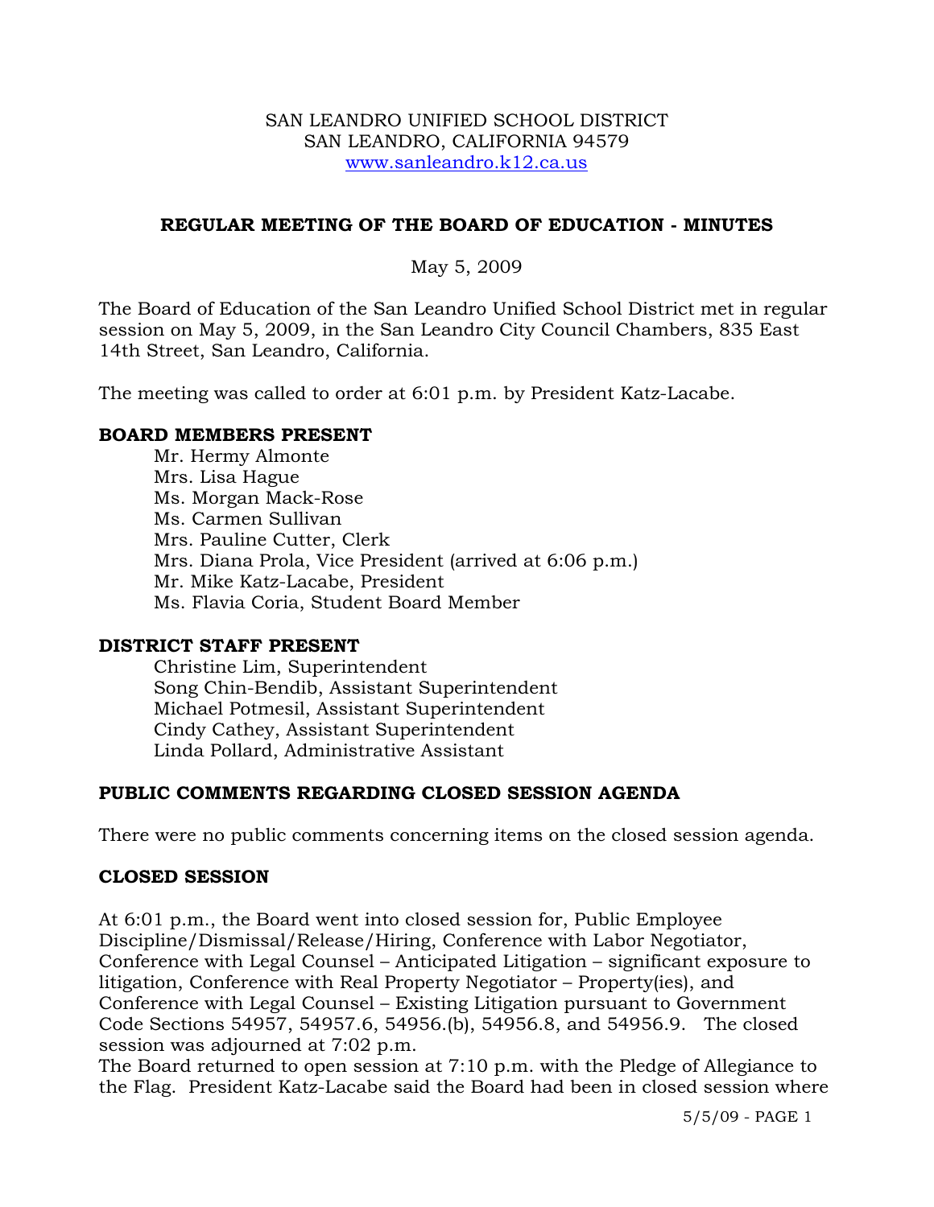SAN LEANDRO UNIFIED SCHOOL DISTRICT
SAN LEANDRO, CALIFORNIA 94579
www.sanleandro.k12.ca.us

# REGULAR MEETING OF THE BOARD OF EDUCATION - MINUTES

May 5, 2009

The Board of Education of the San Leandro Unified School District met in regular session on May 5, 2009, in the San Leandro City Council Chambers, 835 East 14th Street, San Leandro, California.

The meeting was called to order at 6:01 p.m. by President Katz-Lacabe.

## BOARD MEMBERS PRESENT

Mr. Hermy Almonte
Mrs. Lisa Hague
Ms. Morgan Mack-Rose
Ms. Carmen Sullivan
Mrs. Pauline Cutter, Clerk
Mrs. Diana Prola, Vice President (arrived at 6:06 p.m.)
Mr. Mike Katz-Lacabe, President
Ms. Flavia Coria, Student Board Member

## DISTRICT STAFF PRESENT

Christine Lim, Superintendent
Song Chin-Bendib, Assistant Superintendent
Michael Potmesil, Assistant Superintendent
Cindy Cathey, Assistant Superintendent
Linda Pollard, Administrative Assistant

## PUBLIC COMMENTS REGARDING CLOSED SESSION AGENDA

There were no public comments concerning items on the closed session agenda.

## CLOSED SESSION

At 6:01 p.m., the Board went into closed session for, Public Employee Discipline/Dismissal/Release/Hiring, Conference with Labor Negotiator, Conference with Legal Counsel – Anticipated Litigation – significant exposure to litigation, Conference with Real Property Negotiator – Property(ies), and Conference with Legal Counsel – Existing Litigation pursuant to Government Code Sections 54957, 54957.6, 54956.(b), 54956.8, and 54956.9. The closed session was adjourned at 7:02 p.m.

The Board returned to open session at 7:10 p.m. with the Pledge of Allegiance to the Flag. President Katz-Lacabe said the Board had been in closed session where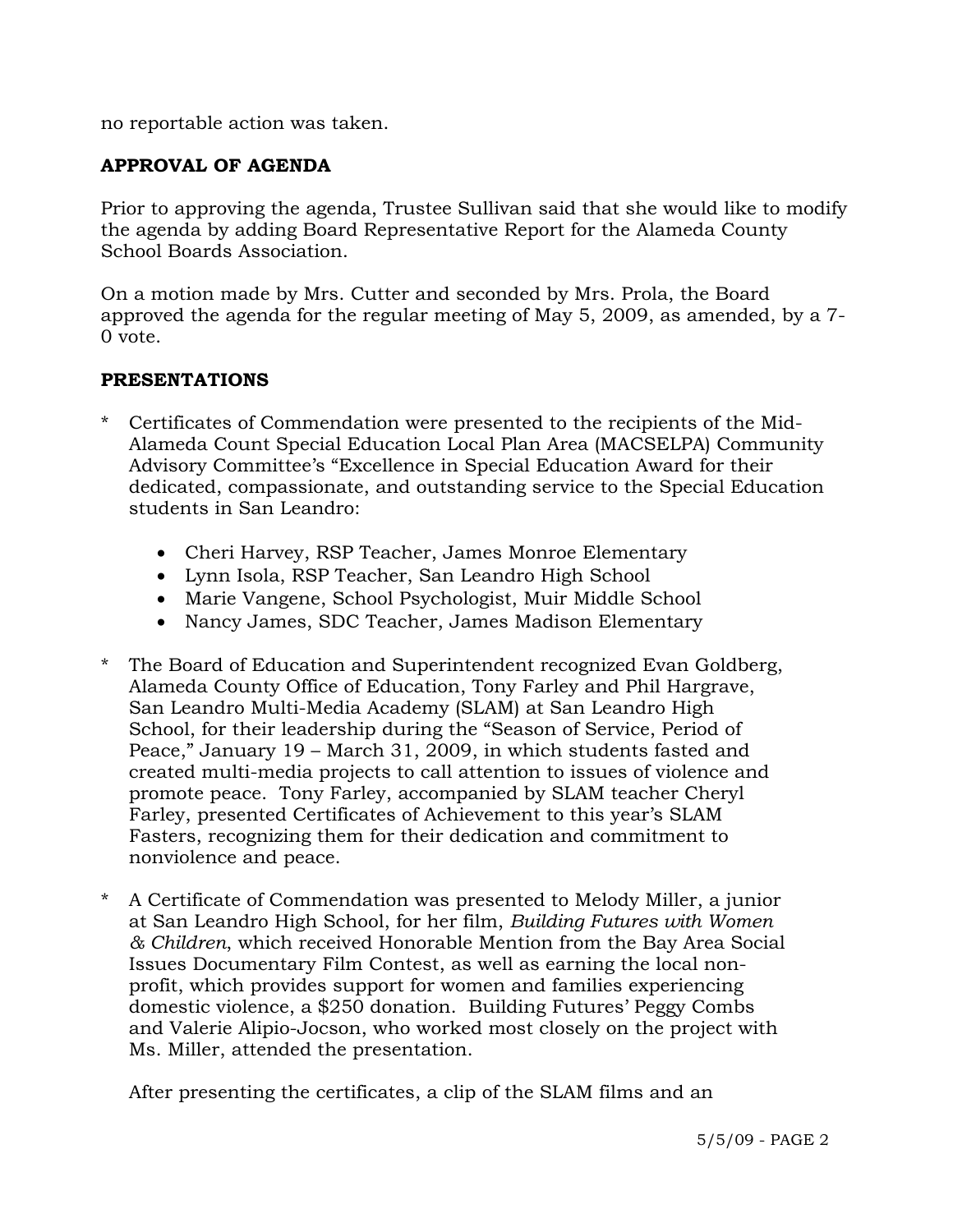no reportable action was taken.

**APPROVAL OF AGENDA**

Prior to approving the agenda, Trustee Sullivan said that she would like to modify the agenda by adding Board Representative Report for the Alameda County School Boards Association.

On a motion made by Mrs. Cutter and seconded by Mrs. Prola, the Board approved the agenda for the regular meeting of May 5, 2009, as amended, by a 7-0 vote.

**PRESENTATIONS**

* Certificates of Commendation were presented to the recipients of the Mid-Alameda Count Special Education Local Plan Area (MACSELPA) Community Advisory Committee's "Excellence in Special Education Award for their dedicated, compassionate, and outstanding service to the Special Education students in San Leandro:

  - Cheri Harvey, RSP Teacher, James Monroe Elementary
  - Lynn Isola, RSP Teacher, San Leandro High School
  - Marie Vangene, School Psychologist, Muir Middle School
  - Nancy James, SDC Teacher, James Madison Elementary

* The Board of Education and Superintendent recognized Evan Goldberg, Alameda County Office of Education, Tony Farley and Phil Hargrave, San Leandro Multi-Media Academy (SLAM) at San Leandro High School, for their leadership during the "Season of Service, Period of Peace," January 19 – March 31, 2009, in which students fasted and created multi-media projects to call attention to issues of violence and promote peace. Tony Farley, accompanied by SLAM teacher Cheryl Farley, presented Certificates of Achievement to this year's SLAM Fasters, recognizing them for their dedication and commitment to nonviolence and peace.

* A Certificate of Commendation was presented to Melody Miller, a junior at San Leandro High School, for her film, *Building Futures with Women & Children*, which received Honorable Mention from the Bay Area Social Issues Documentary Film Contest, as well as earning the local non-profit, which provides support for women and families experiencing domestic violence, a $250 donation. Building Futures' Peggy Combs and Valerie Alipio-Jocson, who worked most closely on the project with Ms. Miller, attended the presentation.

  After presenting the certificates, a clip of the SLAM films and an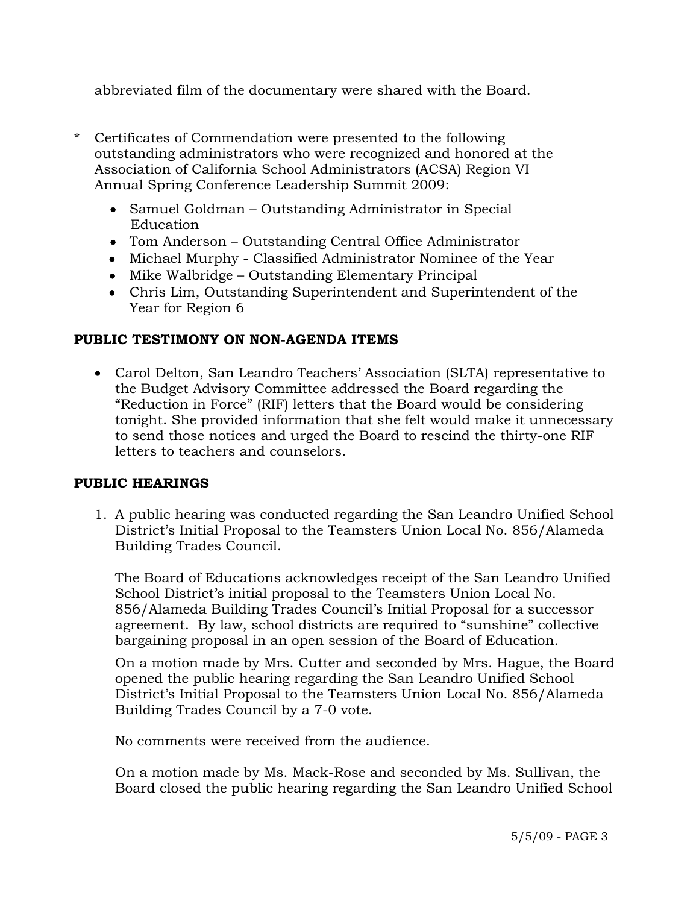abbreviated film of the documentary were shared with the Board.

* Certificates of Commendation were presented to the following outstanding administrators who were recognized and honored at the Association of California School Administrators (ACSA) Region VI Annual Spring Conference Leadership Summit 2009:

  - Samuel Goldman – Outstanding Administrator in Special Education
  - Tom Anderson – Outstanding Central Office Administrator
  - Michael Murphy - Classified Administrator Nominee of the Year
  - Mike Walbridge – Outstanding Elementary Principal
  - Chris Lim, Outstanding Superintendent and Superintendent of the Year for Region 6

## PUBLIC TESTIMONY ON NON-AGENDA ITEMS

- Carol Delton, San Leandro Teachers' Association (SLTA) representative to the Budget Advisory Committee addressed the Board regarding the "Reduction in Force" (RIF) letters that the Board would be considering tonight. She provided information that she felt would make it unnecessary to send those notices and urged the Board to rescind the thirty-one RIF letters to teachers and counselors.

## PUBLIC HEARINGS

1. A public hearing was conducted regarding the San Leandro Unified School District's Initial Proposal to the Teamsters Union Local No. 856/Alameda Building Trades Council.

   The Board of Educations acknowledges receipt of the San Leandro Unified School District's initial proposal to the Teamsters Union Local No. 856/Alameda Building Trades Council's Initial Proposal for a successor agreement. By law, school districts are required to "sunshine" collective bargaining proposal in an open session of the Board of Education.

   On a motion made by Mrs. Cutter and seconded by Mrs. Hague, the Board opened the public hearing regarding the San Leandro Unified School District's Initial Proposal to the Teamsters Union Local No. 856/Alameda Building Trades Council by a 7-0 vote.

   No comments were received from the audience.

   On a motion made by Ms. Mack-Rose and seconded by Ms. Sullivan, the Board closed the public hearing regarding the San Leandro Unified School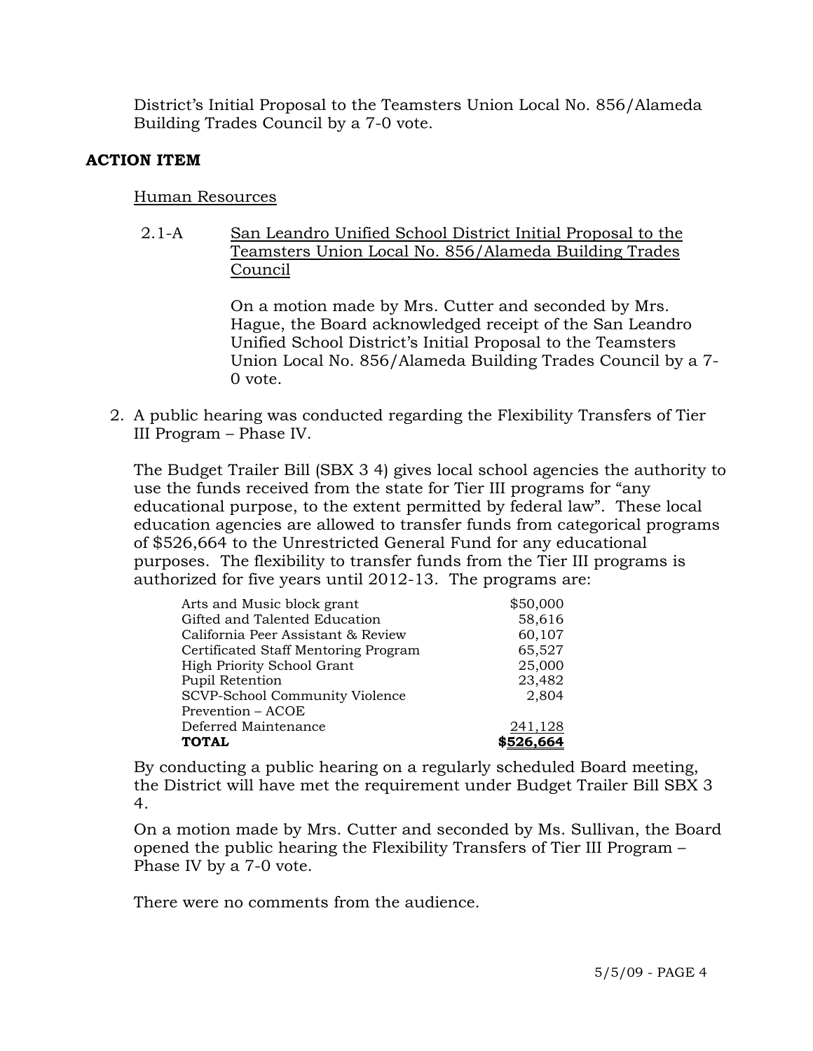District's Initial Proposal to the Teamsters Union Local No. 856/Alameda Building Trades Council by a 7-0 vote.

**ACTION ITEM**

Human Resources

2.1-A San Leandro Unified School District Initial Proposal to the Teamsters Union Local No. 856/Alameda Building Trades Council

On a motion made by Mrs. Cutter and seconded by Mrs. Hague, the Board acknowledged receipt of the San Leandro Unified School District's Initial Proposal to the Teamsters Union Local No. 856/Alameda Building Trades Council by a 7-0 vote.

2. A public hearing was conducted regarding the Flexibility Transfers of Tier III Program – Phase IV.

The Budget Trailer Bill (SBX 3 4) gives local school agencies the authority to use the funds received from the state for Tier III programs for "any educational purpose, to the extent permitted by federal law". These local education agencies are allowed to transfer funds from categorical programs of $526,664 to the Unrestricted General Fund for any educational purposes. The flexibility to transfer funds from the Tier III programs is authorized for five years until 2012-13. The programs are:

| | |
|---|---|
| Arts and Music block grant | $50,000 |
| Gifted and Talented Education | 58,616 |
| California Peer Assistant & Review | 60,107 |
| Certificated Staff Mentoring Program | 65,527 |
| High Priority School Grant | 25,000 |
| Pupil Retention | 23,482 |
| SCVP-School Community Violence Prevention – ACOE | 2,804 |
| Deferred Maintenance | 241,128 |
| **TOTAL** | **$526,664** |

By conducting a public hearing on a regularly scheduled Board meeting, the District will have met the requirement under Budget Trailer Bill SBX 3 4.

On a motion made by Mrs. Cutter and seconded by Ms. Sullivan, the Board opened the public hearing the Flexibility Transfers of Tier III Program – Phase IV by a 7-0 vote.

There were no comments from the audience.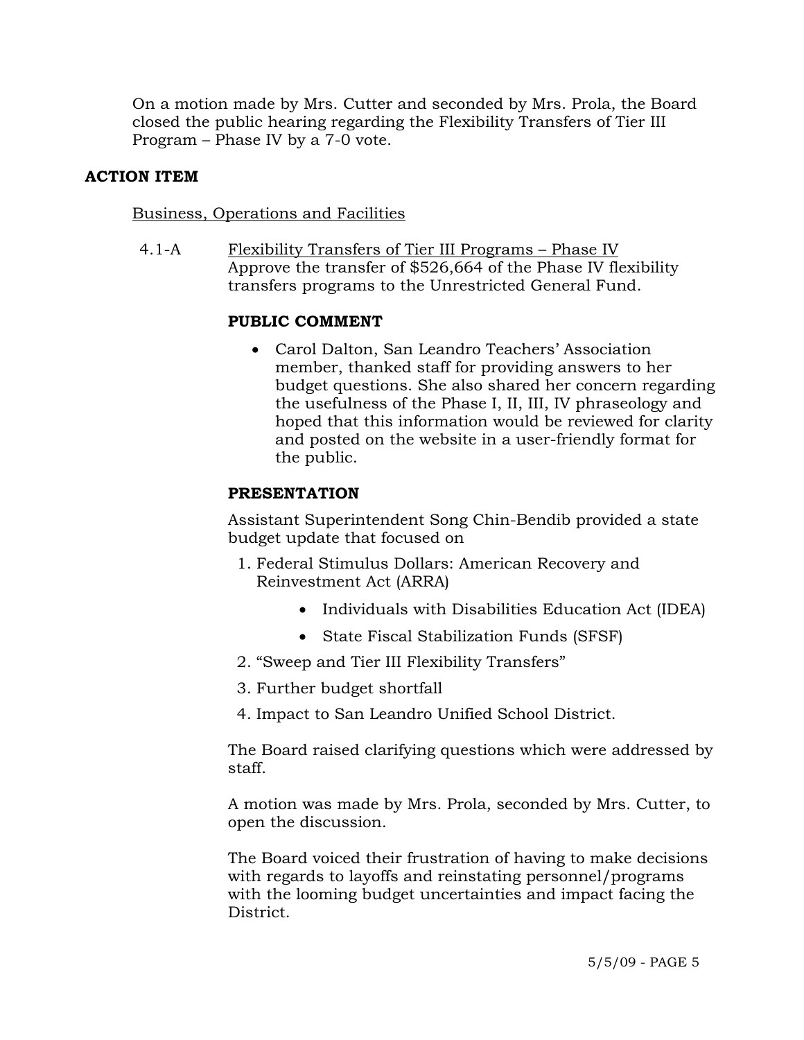On a motion made by Mrs. Cutter and seconded by Mrs. Prola, the Board closed the public hearing regarding the Flexibility Transfers of Tier III Program – Phase IV by a 7-0 vote.

## ACTION ITEM

Business, Operations and Facilities

4.1-A Flexibility Transfers of Tier III Programs – Phase IV
Approve the transfer of $526,664 of the Phase IV flexibility transfers programs to the Unrestricted General Fund.

**PUBLIC COMMENT**

- Carol Dalton, San Leandro Teachers' Association member, thanked staff for providing answers to her budget questions. She also shared her concern regarding the usefulness of the Phase I, II, III, IV phraseology and hoped that this information would be reviewed for clarity and posted on the website in a user-friendly format for the public.

**PRESENTATION**

Assistant Superintendent Song Chin-Bendib provided a state budget update that focused on

1. Federal Stimulus Dollars: American Recovery and Reinvestment Act (ARRA)
   - Individuals with Disabilities Education Act (IDEA)
   - State Fiscal Stabilization Funds (SFSF)
2. "Sweep and Tier III Flexibility Transfers"
3. Further budget shortfall
4. Impact to San Leandro Unified School District.

The Board raised clarifying questions which were addressed by staff.

A motion was made by Mrs. Prola, seconded by Mrs. Cutter, to open the discussion.

The Board voiced their frustration of having to make decisions with regards to layoffs and reinstating personnel/programs with the looming budget uncertainties and impact facing the District.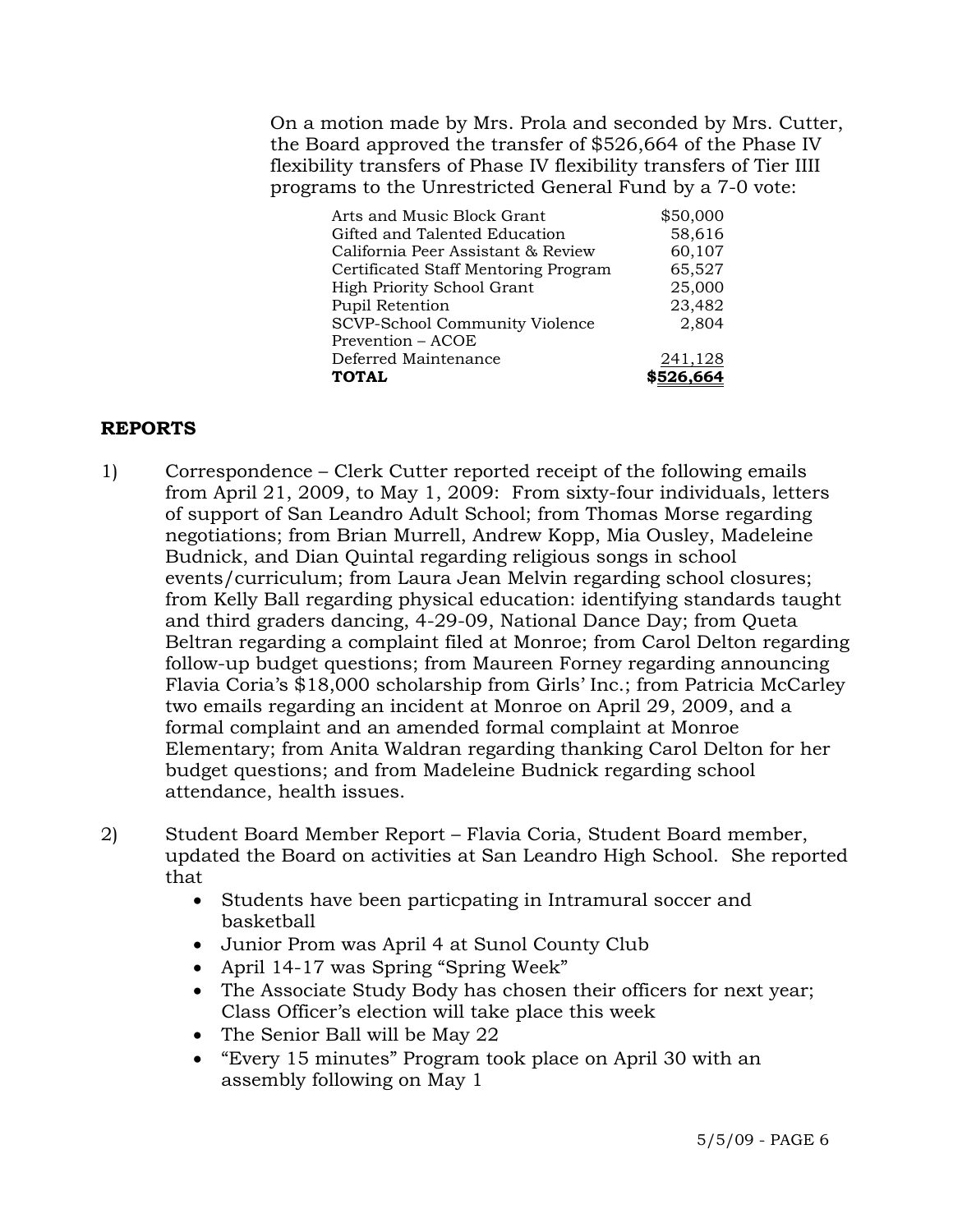On a motion made by Mrs. Prola and seconded by Mrs. Cutter, the Board approved the transfer of $526,664 of the Phase IV flexibility transfers of Phase IV flexibility transfers of Tier IIII programs to the Unrestricted General Fund by a 7-0 vote:

| | |
|---|---|
| Arts and Music Block Grant | $50,000 |
| Gifted and Talented Education | 58,616 |
| California Peer Assistant & Review | 60,107 |
| Certificated Staff Mentoring Program | 65,527 |
| High Priority School Grant | 25,000 |
| Pupil Retention | 23,482 |
| SCVP-School Community Violence Prevention – ACOE | 2,804 |
| Deferred Maintenance | 241,128 |
| **TOTAL** | **$526,664** |

## REPORTS

1) Correspondence – Clerk Cutter reported receipt of the following emails from April 21, 2009, to May 1, 2009: From sixty-four individuals, letters of support of San Leandro Adult School; from Thomas Morse regarding negotiations; from Brian Murrell, Andrew Kopp, Mia Ousley, Madeleine Budnick, and Dian Quintal regarding religious songs in school events/curriculum; from Laura Jean Melvin regarding school closures; from Kelly Ball regarding physical education: identifying standards taught and third graders dancing, 4-29-09, National Dance Day; from Queta Beltran regarding a complaint filed at Monroe; from Carol Delton regarding follow-up budget questions; from Maureen Forney regarding announcing Flavia Coria's $18,000 scholarship from Girls' Inc.; from Patricia McCarley two emails regarding an incident at Monroe on April 29, 2009, and a formal complaint and an amended formal complaint at Monroe Elementary; from Anita Waldran regarding thanking Carol Delton for her budget questions; and from Madeleine Budnick regarding school attendance, health issues.

2) Student Board Member Report – Flavia Coria, Student Board member, updated the Board on activities at San Leandro High School. She reported that
   - Students have been particpating in Intramural soccer and basketball
   - Junior Prom was April 4 at Sunol County Club
   - April 14-17 was Spring "Spring Week"
   - The Associate Study Body has chosen their officers for next year; Class Officer's election will take place this week
   - The Senior Ball will be May 22
   - "Every 15 minutes" Program took place on April 30 with an assembly following on May 1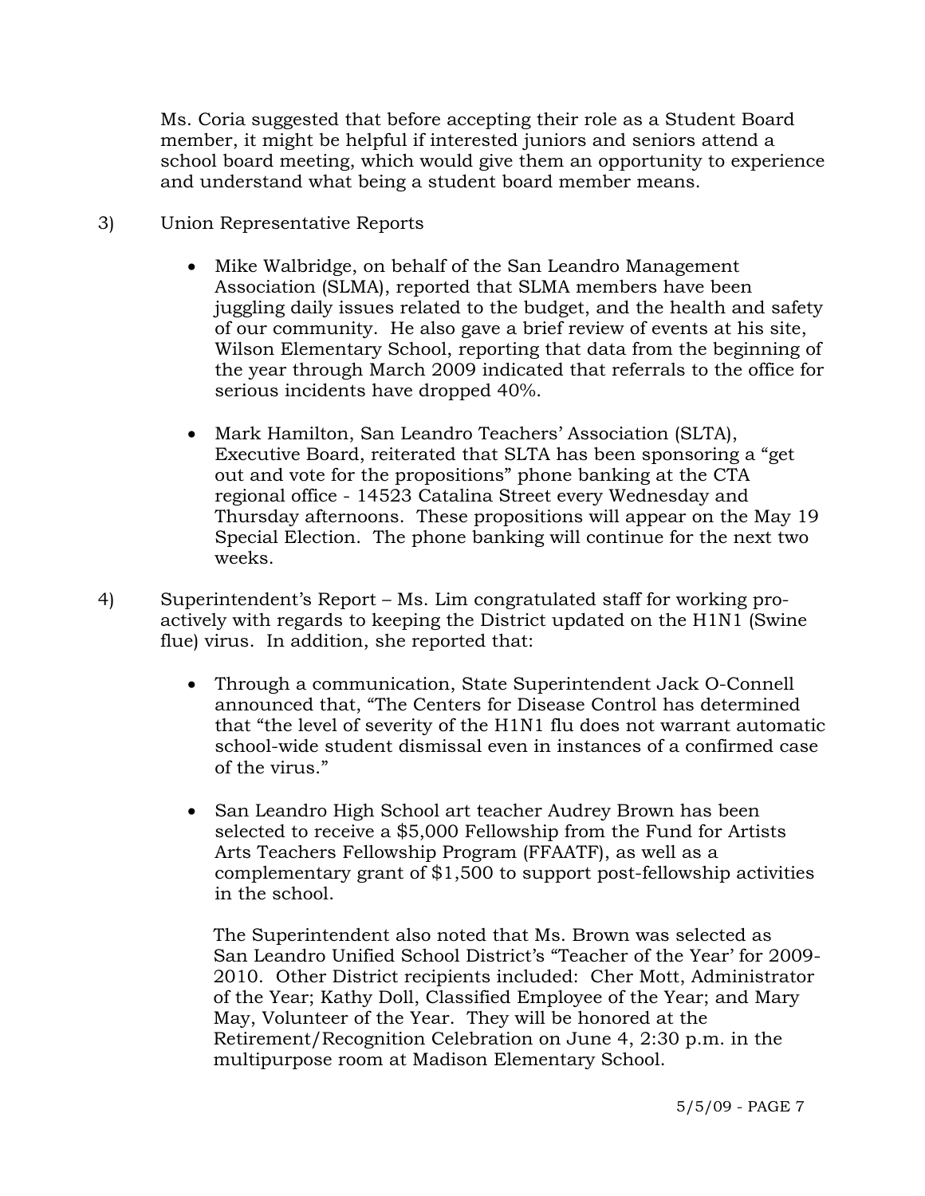Ms. Coria suggested that before accepting their role as a Student Board member, it might be helpful if interested juniors and seniors attend a school board meeting, which would give them an opportunity to experience and understand what being a student board member means.

3) Union Representative Reports

- Mike Walbridge, on behalf of the San Leandro Management Association (SLMA), reported that SLMA members have been juggling daily issues related to the budget, and the health and safety of our community. He also gave a brief review of events at his site, Wilson Elementary School, reporting that data from the beginning of the year through March 2009 indicated that referrals to the office for serious incidents have dropped 40%.

- Mark Hamilton, San Leandro Teachers' Association (SLTA), Executive Board, reiterated that SLTA has been sponsoring a "get out and vote for the propositions" phone banking at the CTA regional office - 14523 Catalina Street every Wednesday and Thursday afternoons. These propositions will appear on the May 19 Special Election. The phone banking will continue for the next two weeks.

4) Superintendent's Report – Ms. Lim congratulated staff for working pro-actively with regards to keeping the District updated on the H1N1 (Swine flue) virus. In addition, she reported that:

- Through a communication, State Superintendent Jack O-Connell announced that, "The Centers for Disease Control has determined that "the level of severity of the H1N1 flu does not warrant automatic school-wide student dismissal even in instances of a confirmed case of the virus."

- San Leandro High School art teacher Audrey Brown has been selected to receive a $5,000 Fellowship from the Fund for Artists Arts Teachers Fellowship Program (FFAATF), as well as a complementary grant of $1,500 to support post-fellowship activities in the school.

  The Superintendent also noted that Ms. Brown was selected as San Leandro Unified School District's "Teacher of the Year' for 2009-2010. Other District recipients included: Cher Mott, Administrator of the Year; Kathy Doll, Classified Employee of the Year; and Mary May, Volunteer of the Year. They will be honored at the Retirement/Recognition Celebration on June 4, 2:30 p.m. in the multipurpose room at Madison Elementary School.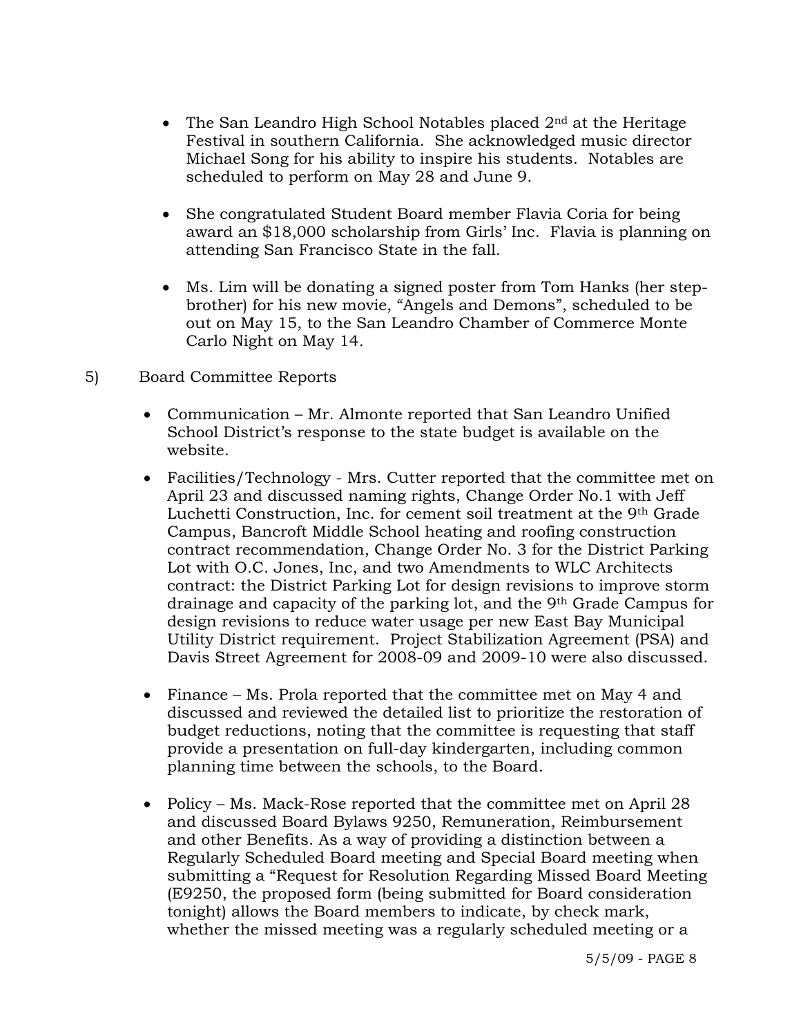- The San Leandro High School Notables placed 2nd at the Heritage Festival in southern California. She acknowledged music director Michael Song for his ability to inspire his students. Notables are scheduled to perform on May 28 and June 9.

- She congratulated Student Board member Flavia Coria for being award an $18,000 scholarship from Girls' Inc. Flavia is planning on attending San Francisco State in the fall.

- Ms. Lim will be donating a signed poster from Tom Hanks (her step-brother) for his new movie, "Angels and Demons", scheduled to be out on May 15, to the San Leandro Chamber of Commerce Monte Carlo Night on May 14.

5) Board Committee Reports

- Communication – Mr. Almonte reported that San Leandro Unified School District's response to the state budget is available on the website.
- Facilities/Technology - Mrs. Cutter reported that the committee met on April 23 and discussed naming rights, Change Order No.1 with Jeff Luchetti Construction, Inc. for cement soil treatment at the 9th Grade Campus, Bancroft Middle School heating and roofing construction contract recommendation, Change Order No. 3 for the District Parking Lot with O.C. Jones, Inc, and two Amendments to WLC Architects contract: the District Parking Lot for design revisions to improve storm drainage and capacity of the parking lot, and the 9th Grade Campus for design revisions to reduce water usage per new East Bay Municipal Utility District requirement. Project Stabilization Agreement (PSA) and Davis Street Agreement for 2008-09 and 2009-10 were also discussed.

- Finance – Ms. Prola reported that the committee met on May 4 and discussed and reviewed the detailed list to prioritize the restoration of budget reductions, noting that the committee is requesting that staff provide a presentation on full-day kindergarten, including common planning time between the schools, to the Board.

- Policy – Ms. Mack-Rose reported that the committee met on April 28 and discussed Board Bylaws 9250, Remuneration, Reimbursement and other Benefits. As a way of providing a distinction between a Regularly Scheduled Board meeting and Special Board meeting when submitting a "Request for Resolution Regarding Missed Board Meeting (E9250, the proposed form (being submitted for Board consideration tonight) allows the Board members to indicate, by check mark, whether the missed meeting was a regularly scheduled meeting or a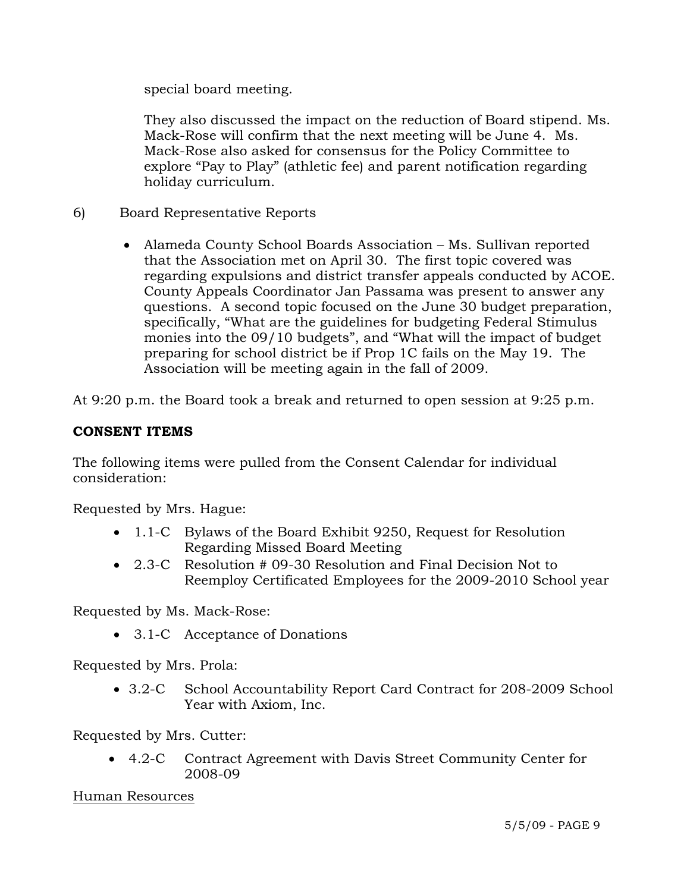special board meeting.

They also discussed the impact on the reduction of Board stipend. Ms. Mack-Rose will confirm that the next meeting will be June 4. Ms. Mack-Rose also asked for consensus for the Policy Committee to explore "Pay to Play" (athletic fee) and parent notification regarding holiday curriculum.

6) Board Representative Reports

- Alameda County School Boards Association – Ms. Sullivan reported that the Association met on April 30. The first topic covered was regarding expulsions and district transfer appeals conducted by ACOE. County Appeals Coordinator Jan Passama was present to answer any questions. A second topic focused on the June 30 budget preparation, specifically, "What are the guidelines for budgeting Federal Stimulus monies into the 09/10 budgets", and "What will the impact of budget preparing for school district be if Prop 1C fails on the May 19. The Association will be meeting again in the fall of 2009.

At 9:20 p.m. the Board took a break and returned to open session at 9:25 p.m.

**CONSENT ITEMS**

The following items were pulled from the Consent Calendar for individual consideration:

Requested by Mrs. Hague:

- 1.1-C Bylaws of the Board Exhibit 9250, Request for Resolution Regarding Missed Board Meeting
- 2.3-C Resolution # 09-30 Resolution and Final Decision Not to Reemploy Certificated Employees for the 2009-2010 School year

Requested by Ms. Mack-Rose:

- 3.1-C Acceptance of Donations

Requested by Mrs. Prola:

- 3.2-C School Accountability Report Card Contract for 208-2009 School Year with Axiom, Inc.

Requested by Mrs. Cutter:

- 4.2-C Contract Agreement with Davis Street Community Center for 2008-09

<u>Human Resources</u>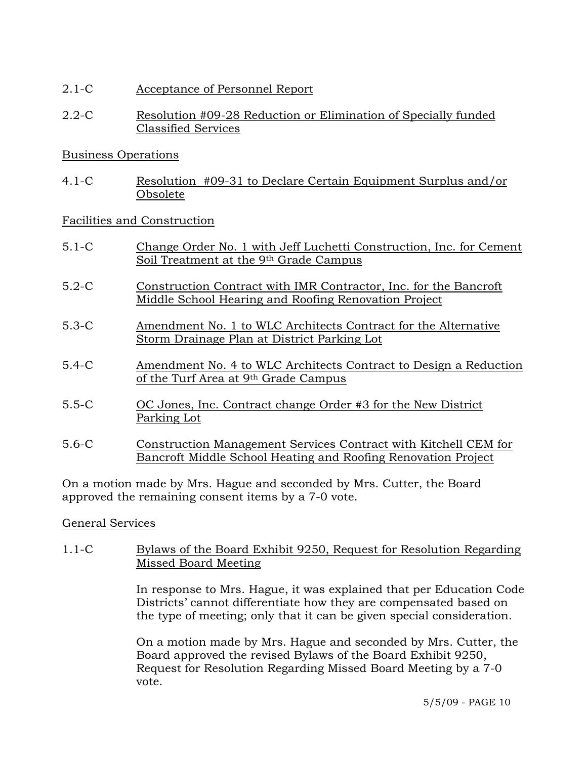2.1-C Acceptance of Personnel Report

2.2-C Resolution #09-28 Reduction or Elimination of Specially funded Classified Services

Business Operations

4.1-C Resolution #09-31 to Declare Certain Equipment Surplus and/or Obsolete

Facilities and Construction

5.1-C Change Order No. 1 with Jeff Luchetti Construction, Inc. for Cement Soil Treatment at the 9th Grade Campus

5.2-C Construction Contract with IMR Contractor, Inc. for the Bancroft Middle School Hearing and Roofing Renovation Project

5.3-C Amendment No. 1 to WLC Architects Contract for the Alternative Storm Drainage Plan at District Parking Lot

5.4-C Amendment No. 4 to WLC Architects Contract to Design a Reduction of the Turf Area at 9th Grade Campus

5.5-C OC Jones, Inc. Contract change Order #3 for the New District Parking Lot

5.6-C Construction Management Services Contract with Kitchell CEM for Bancroft Middle School Heating and Roofing Renovation Project

On a motion made by Mrs. Hague and seconded by Mrs. Cutter, the Board approved the remaining consent items by a 7-0 vote.

General Services

1.1-C Bylaws of the Board Exhibit 9250, Request for Resolution Regarding Missed Board Meeting

In response to Mrs. Hague, it was explained that per Education Code Districts' cannot differentiate how they are compensated based on the type of meeting; only that it can be given special consideration.

On a motion made by Mrs. Hague and seconded by Mrs. Cutter, the Board approved the revised Bylaws of the Board Exhibit 9250, Request for Resolution Regarding Missed Board Meeting by a 7-0 vote.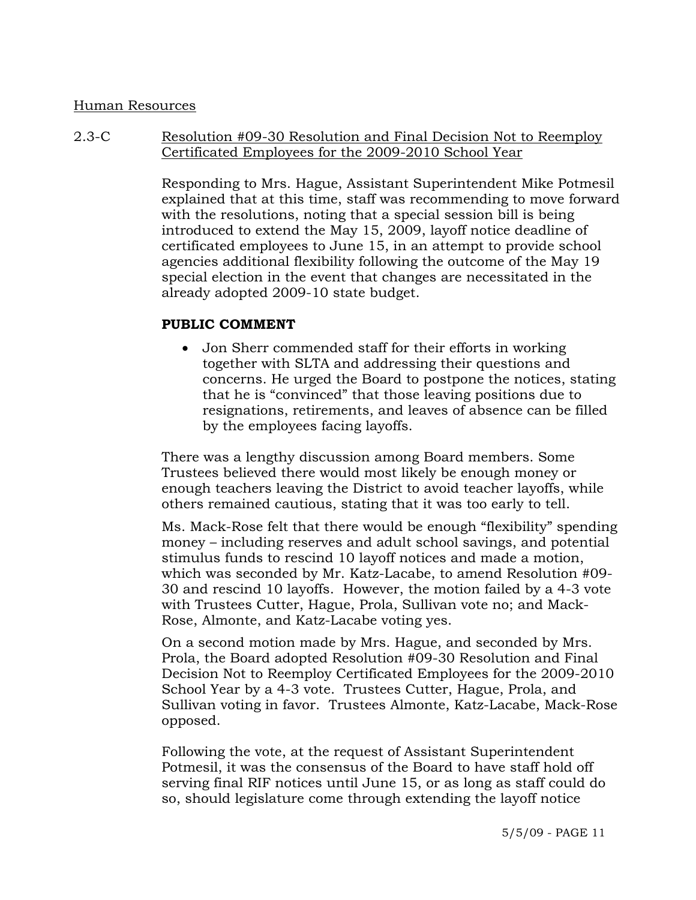Human Resources

2.3-C Resolution #09-30 Resolution and Final Decision Not to Reemploy Certificated Employees for the 2009-2010 School Year

Responding to Mrs. Hague, Assistant Superintendent Mike Potmesil explained that at this time, staff was recommending to move forward with the resolutions, noting that a special session bill is being introduced to extend the May 15, 2009, layoff notice deadline of certificated employees to June 15, in an attempt to provide school agencies additional flexibility following the outcome of the May 19 special election in the event that changes are necessitated in the already adopted 2009-10 state budget.

**PUBLIC COMMENT**

- Jon Sherr commended staff for their efforts in working together with SLTA and addressing their questions and concerns. He urged the Board to postpone the notices, stating that he is "convinced" that those leaving positions due to resignations, retirements, and leaves of absence can be filled by the employees facing layoffs.

There was a lengthy discussion among Board members. Some Trustees believed there would most likely be enough money or enough teachers leaving the District to avoid teacher layoffs, while others remained cautious, stating that it was too early to tell.

Ms. Mack-Rose felt that there would be enough "flexibility" spending money – including reserves and adult school savings, and potential stimulus funds to rescind 10 layoff notices and made a motion, which was seconded by Mr. Katz-Lacabe, to amend Resolution #09-30 and rescind 10 layoffs. However, the motion failed by a 4-3 vote with Trustees Cutter, Hague, Prola, Sullivan vote no; and Mack-Rose, Almonte, and Katz-Lacabe voting yes.

On a second motion made by Mrs. Hague, and seconded by Mrs. Prola, the Board adopted Resolution #09-30 Resolution and Final Decision Not to Reemploy Certificated Employees for the 2009-2010 School Year by a 4-3 vote. Trustees Cutter, Hague, Prola, and Sullivan voting in favor. Trustees Almonte, Katz-Lacabe, Mack-Rose opposed.

Following the vote, at the request of Assistant Superintendent Potmesil, it was the consensus of the Board to have staff hold off serving final RIF notices until June 15, or as long as staff could do so, should legislature come through extending the layoff notice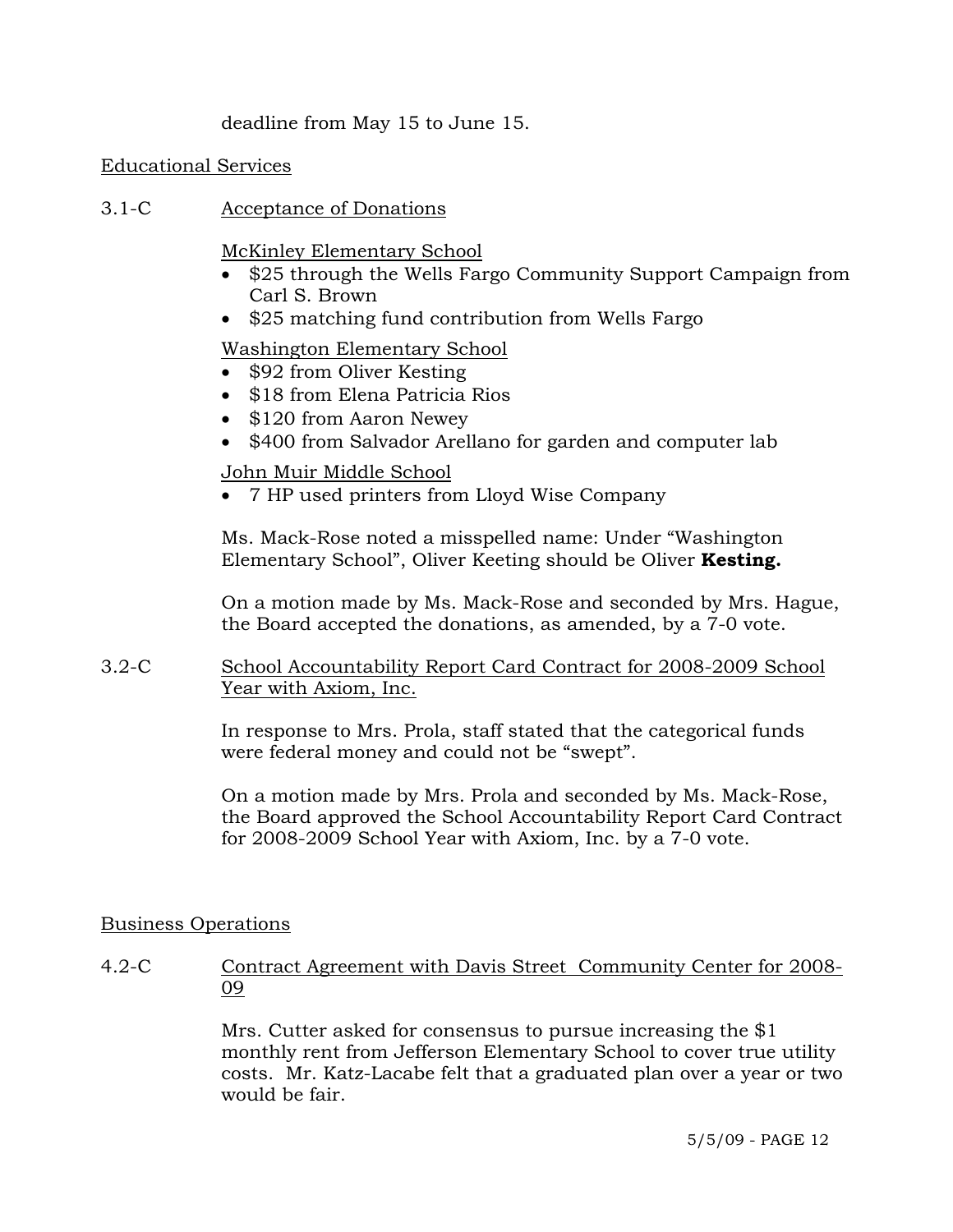deadline from May 15 to June 15.

Educational Services

3.1-C Acceptance of Donations

McKinley Elementary School

- $25 through the Wells Fargo Community Support Campaign from Carl S. Brown
- $25 matching fund contribution from Wells Fargo

Washington Elementary School

- $92 from Oliver Kesting
- $18 from Elena Patricia Rios
- $120 from Aaron Newey
- $400 from Salvador Arellano for garden and computer lab

John Muir Middle School

- 7 HP used printers from Lloyd Wise Company

Ms. Mack-Rose noted a misspelled name: Under "Washington Elementary School", Oliver Keeting should be Oliver **Kesting.**

On a motion made by Ms. Mack-Rose and seconded by Mrs. Hague, the Board accepted the donations, as amended, by a 7-0 vote.

3.2-C School Accountability Report Card Contract for 2008-2009 School Year with Axiom, Inc.

In response to Mrs. Prola, staff stated that the categorical funds were federal money and could not be "swept".

On a motion made by Mrs. Prola and seconded by Ms. Mack-Rose, the Board approved the School Accountability Report Card Contract for 2008-2009 School Year with Axiom, Inc. by a 7-0 vote.

Business Operations

4.2-C Contract Agreement with Davis Street Community Center for 2008-09

Mrs. Cutter asked for consensus to pursue increasing the $1 monthly rent from Jefferson Elementary School to cover true utility costs. Mr. Katz-Lacabe felt that a graduated plan over a year or two would be fair.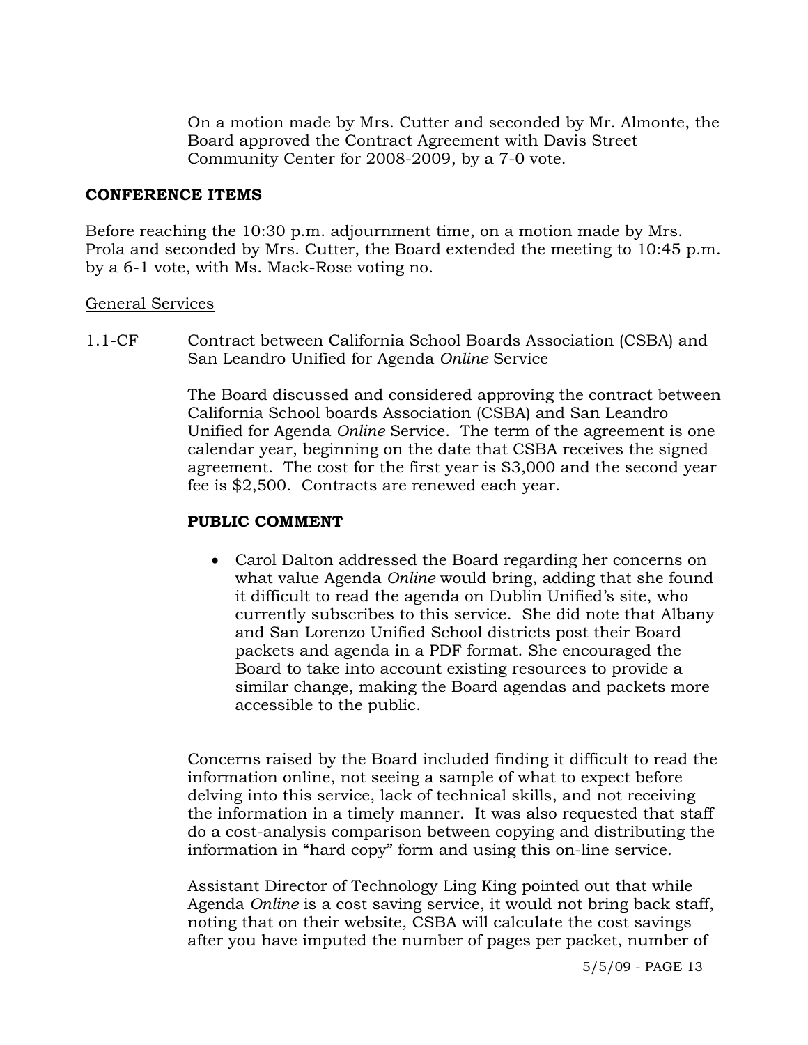On a motion made by Mrs. Cutter and seconded by Mr. Almonte, the Board approved the Contract Agreement with Davis Street Community Center for 2008-2009, by a 7-0 vote.

**CONFERENCE ITEMS**

Before reaching the 10:30 p.m. adjournment time, on a motion made by Mrs. Prola and seconded by Mrs. Cutter, the Board extended the meeting to 10:45 p.m. by a 6-1 vote, with Ms. Mack-Rose voting no.

General Services

1.1-CF Contract between California School Boards Association (CSBA) and San Leandro Unified for Agenda *Online* Service

The Board discussed and considered approving the contract between California School boards Association (CSBA) and San Leandro Unified for Agenda *Online* Service. The term of the agreement is one calendar year, beginning on the date that CSBA receives the signed agreement. The cost for the first year is $3,000 and the second year fee is $2,500. Contracts are renewed each year.

**PUBLIC COMMENT**

- Carol Dalton addressed the Board regarding her concerns on what value Agenda *Online* would bring, adding that she found it difficult to read the agenda on Dublin Unified's site, who currently subscribes to this service. She did note that Albany and San Lorenzo Unified School districts post their Board packets and agenda in a PDF format. She encouraged the Board to take into account existing resources to provide a similar change, making the Board agendas and packets more accessible to the public.

Concerns raised by the Board included finding it difficult to read the information online, not seeing a sample of what to expect before delving into this service, lack of technical skills, and not receiving the information in a timely manner. It was also requested that staff do a cost-analysis comparison between copying and distributing the information in "hard copy" form and using this on-line service.

Assistant Director of Technology Ling King pointed out that while Agenda *Online* is a cost saving service, it would not bring back staff, noting that on their website, CSBA will calculate the cost savings after you have imputed the number of pages per packet, number of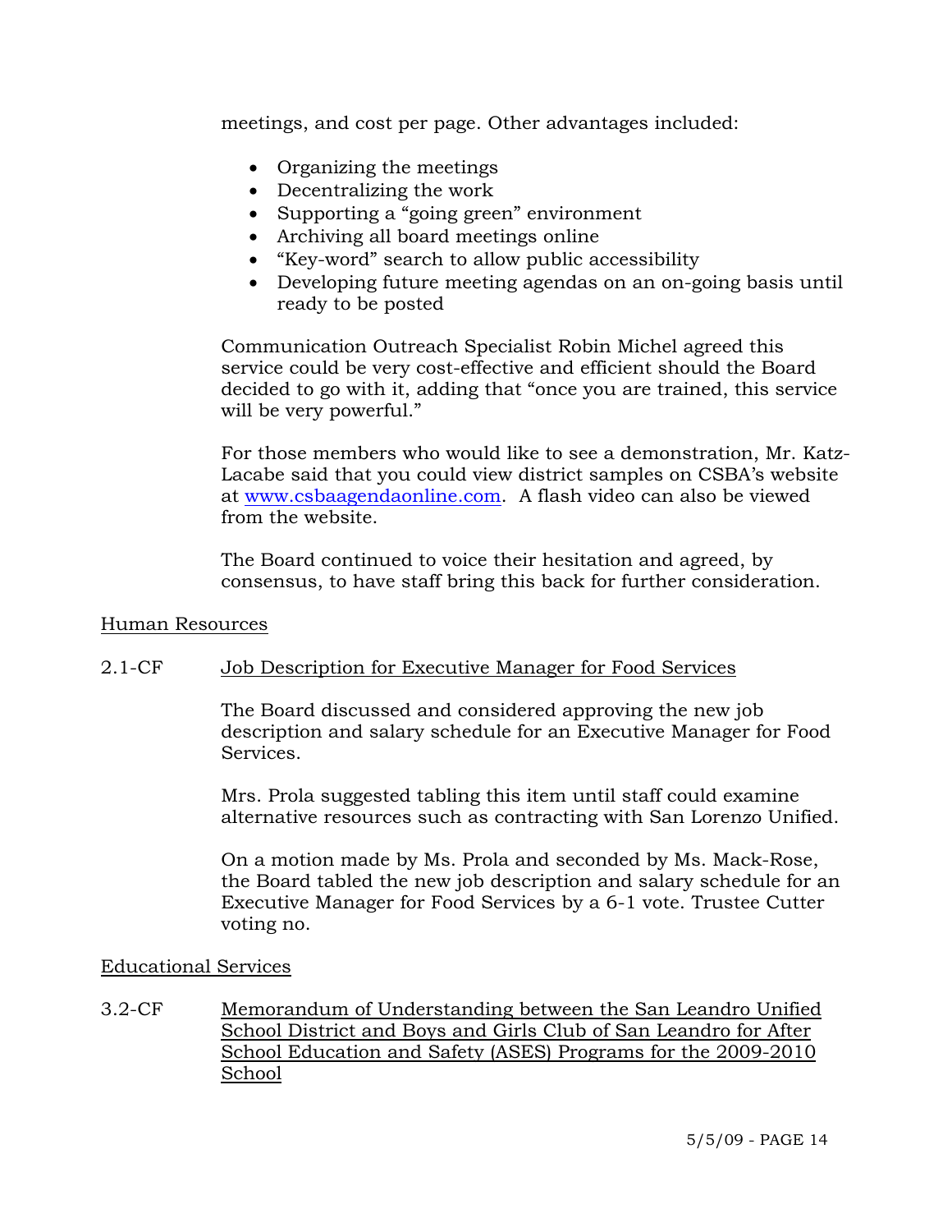meetings, and cost per page. Other advantages included:

- Organizing the meetings
- Decentralizing the work
- Supporting a "going green" environment
- Archiving all board meetings online
- "Key-word" search to allow public accessibility
- Developing future meeting agendas on an on-going basis until ready to be posted

Communication Outreach Specialist Robin Michel agreed this service could be very cost-effective and efficient should the Board decided to go with it, adding that "once you are trained, this service will be very powerful."

For those members who would like to see a demonstration, Mr. Katz-Lacabe said that you could view district samples on CSBA's website at www.csbaagendaonline.com. A flash video can also be viewed from the website.

The Board continued to voice their hesitation and agreed, by consensus, to have staff bring this back for further consideration.

Human Resources

2.1-CF Job Description for Executive Manager for Food Services

The Board discussed and considered approving the new job description and salary schedule for an Executive Manager for Food Services.

Mrs. Prola suggested tabling this item until staff could examine alternative resources such as contracting with San Lorenzo Unified.

On a motion made by Ms. Prola and seconded by Ms. Mack-Rose, the Board tabled the new job description and salary schedule for an Executive Manager for Food Services by a 6-1 vote. Trustee Cutter voting no.

Educational Services

3.2-CF Memorandum of Understanding between the San Leandro Unified School District and Boys and Girls Club of San Leandro for After School Education and Safety (ASES) Programs for the 2009-2010 School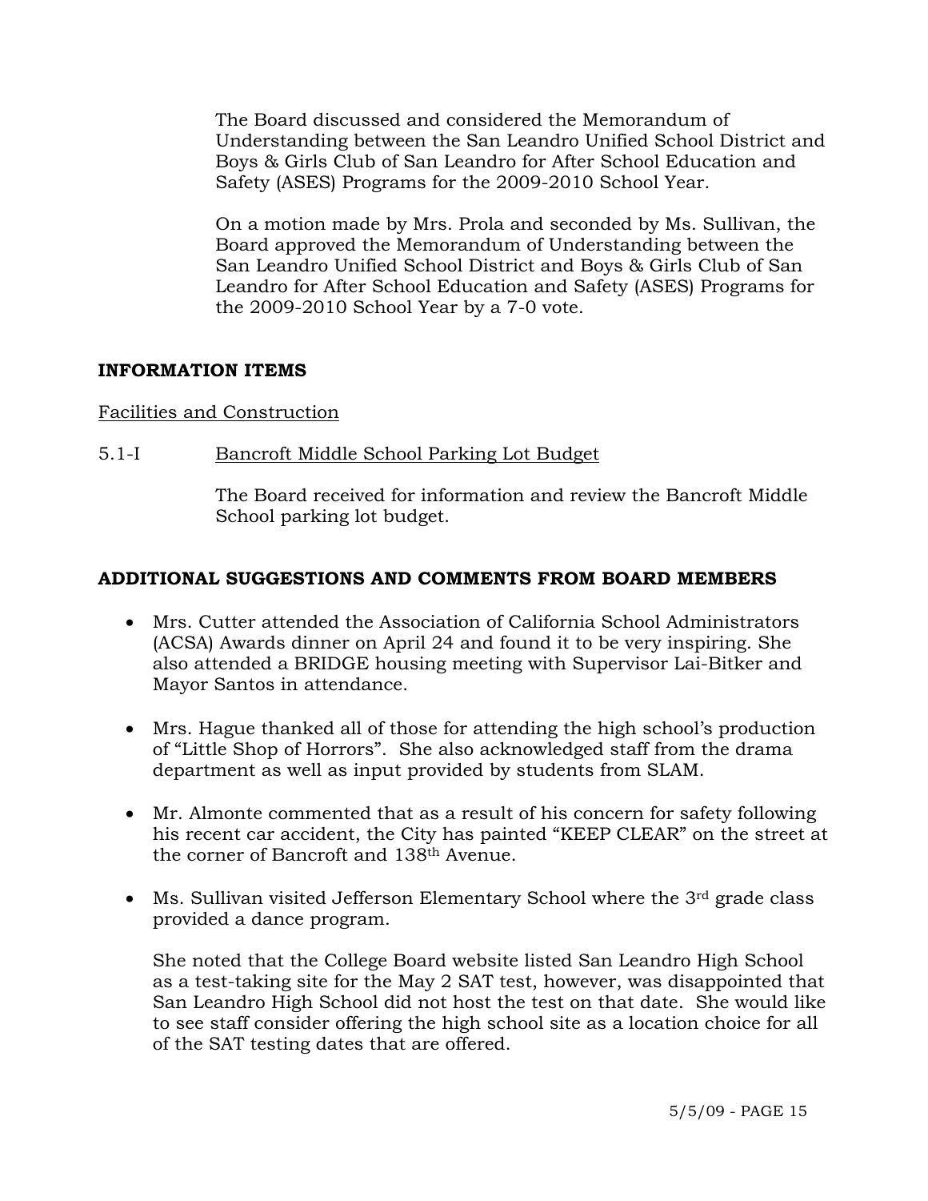The Board discussed and considered the Memorandum of Understanding between the San Leandro Unified School District and Boys & Girls Club of San Leandro for After School Education and Safety (ASES) Programs for the 2009-2010 School Year.

On a motion made by Mrs. Prola and seconded by Ms. Sullivan, the Board approved the Memorandum of Understanding between the San Leandro Unified School District and Boys & Girls Club of San Leandro for After School Education and Safety (ASES) Programs for the 2009-2010 School Year by a 7-0 vote.

**INFORMATION ITEMS**

Facilities and Construction

5.1-I Bancroft Middle School Parking Lot Budget

The Board received for information and review the Bancroft Middle School parking lot budget.

**ADDITIONAL SUGGESTIONS AND COMMENTS FROM BOARD MEMBERS**

- Mrs. Cutter attended the Association of California School Administrators (ACSA) Awards dinner on April 24 and found it to be very inspiring. She also attended a BRIDGE housing meeting with Supervisor Lai-Bitker and Mayor Santos in attendance.

- Mrs. Hague thanked all of those for attending the high school's production of "Little Shop of Horrors". She also acknowledged staff from the drama department as well as input provided by students from SLAM.

- Mr. Almonte commented that as a result of his concern for safety following his recent car accident, the City has painted "KEEP CLEAR" on the street at the corner of Bancroft and 138th Avenue.

- Ms. Sullivan visited Jefferson Elementary School where the 3rd grade class provided a dance program.

  She noted that the College Board website listed San Leandro High School as a test-taking site for the May 2 SAT test, however, was disappointed that San Leandro High School did not host the test on that date. She would like to see staff consider offering the high school site as a location choice for all of the SAT testing dates that are offered.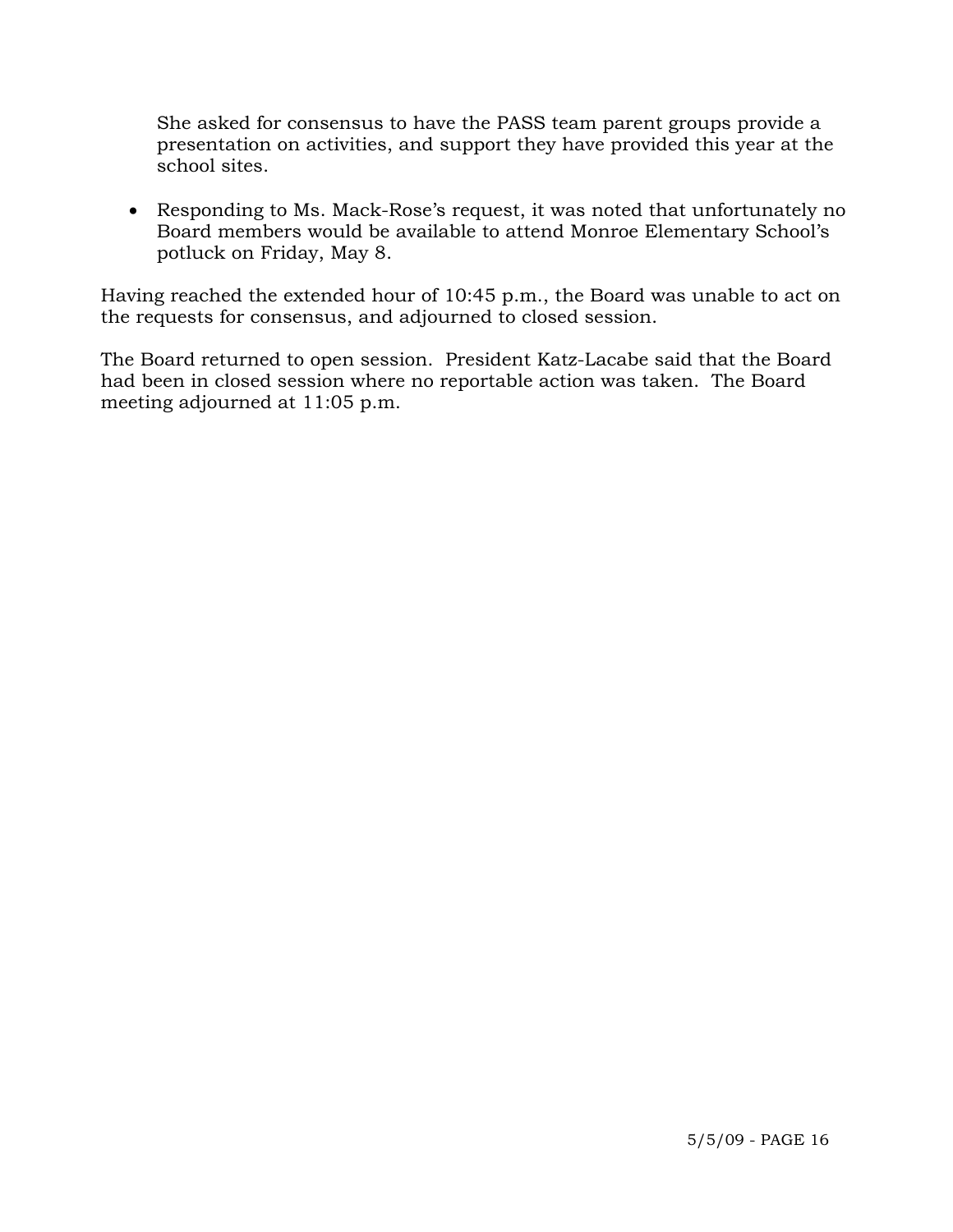She asked for consensus to have the PASS team parent groups provide a presentation on activities, and support they have provided this year at the school sites.

- Responding to Ms. Mack-Rose's request, it was noted that unfortunately no Board members would be available to attend Monroe Elementary School's potluck on Friday, May 8.

Having reached the extended hour of 10:45 p.m., the Board was unable to act on the requests for consensus, and adjourned to closed session.

The Board returned to open session. President Katz-Lacabe said that the Board had been in closed session where no reportable action was taken. The Board meeting adjourned at 11:05 p.m.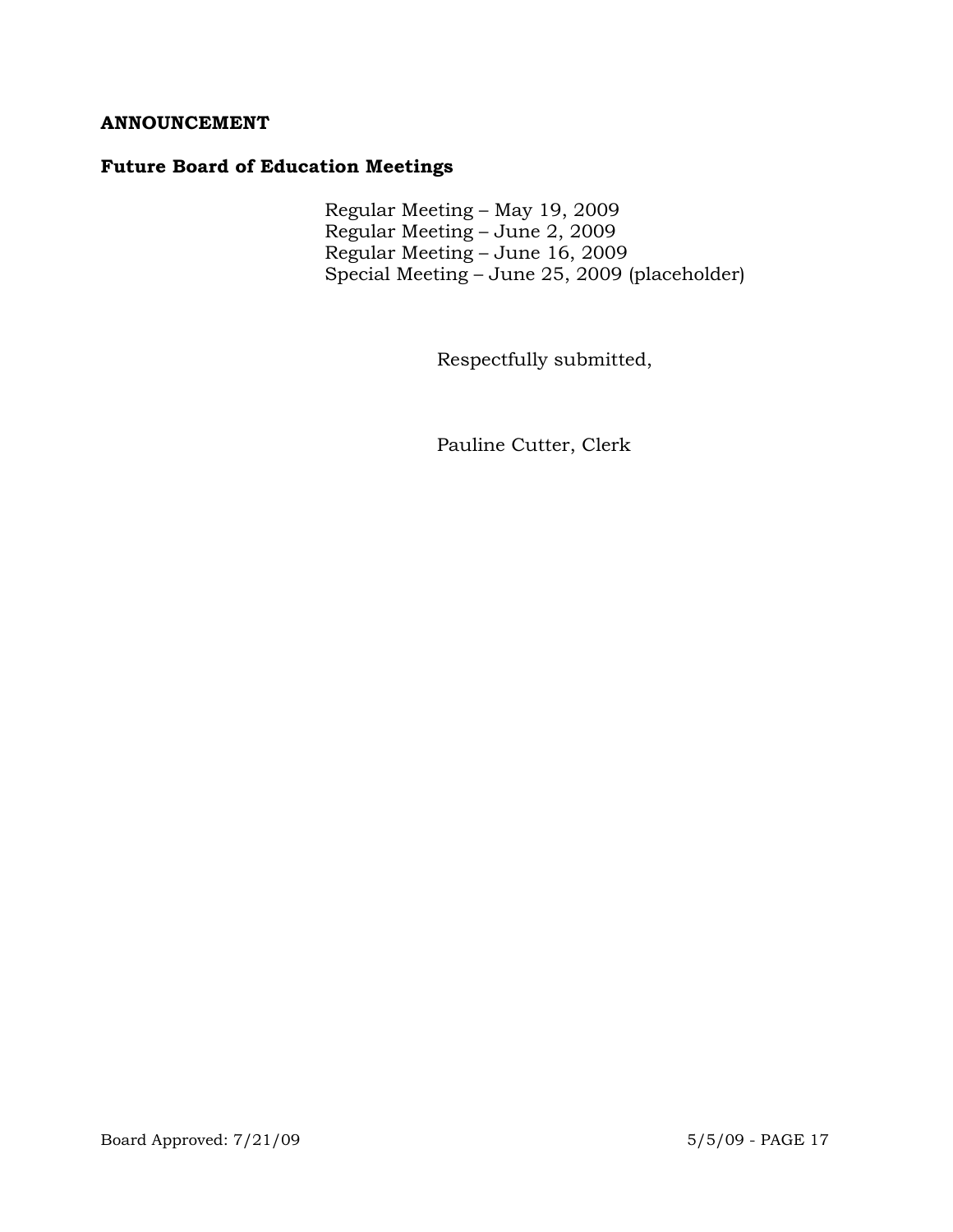**ANNOUNCEMENT**

**Future Board of Education Meetings**

Regular Meeting – May 19, 2009
Regular Meeting – June 2, 2009
Regular Meeting – June 16, 2009
Special Meeting – June 25, 2009 (placeholder)

Respectfully submitted,

Pauline Cutter, Clerk